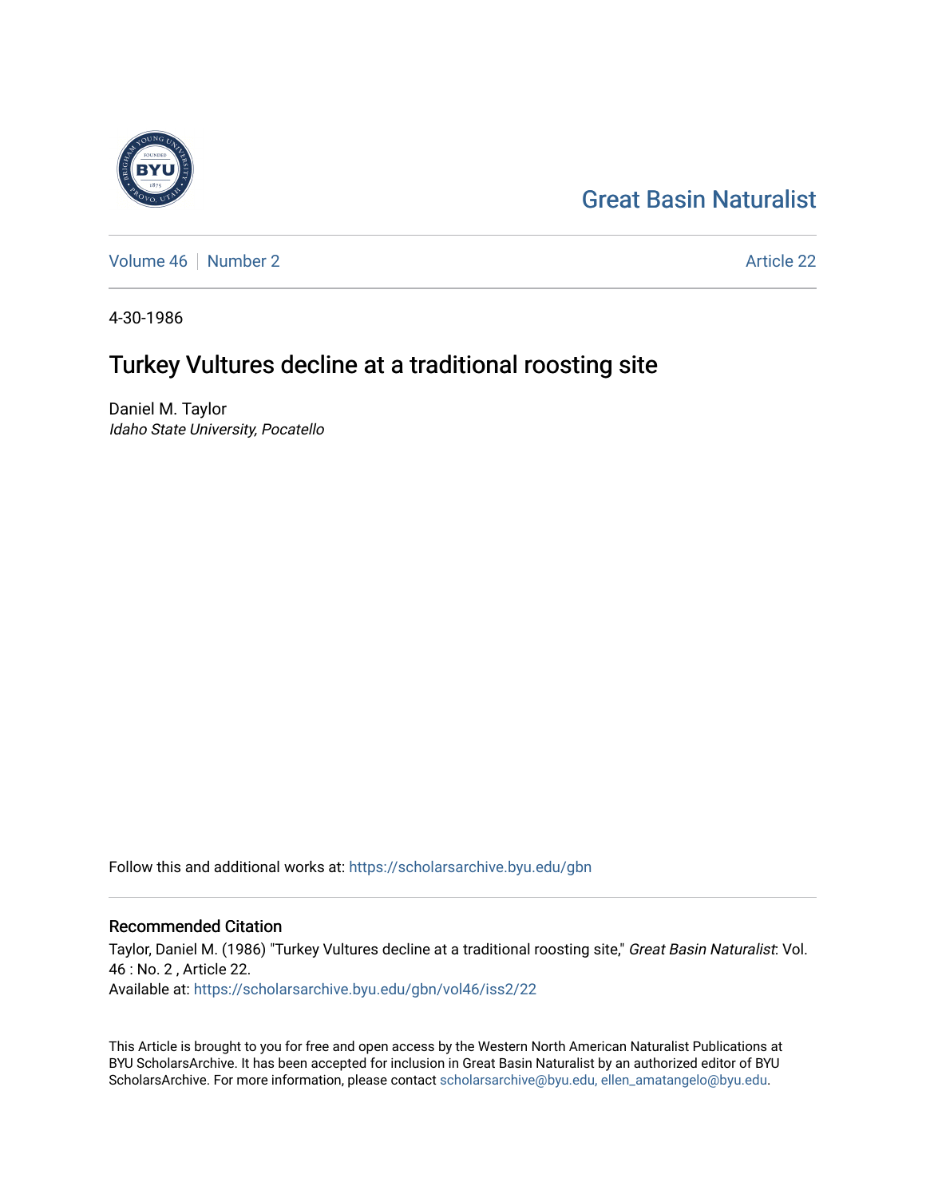Great Basin Naturalist

Volume 46 | Number 2 — Article 22

4-30-1986

# Turkey Vultures decline at a traditional roosting site

Daniel M. Taylor
*Idaho State University, Pocatello*

Follow this and additional works at: https://scholarsarchive.byu.edu/gbn

## Recommended Citation

Taylor, Daniel M. (1986) "Turkey Vultures decline at a traditional roosting site," *Great Basin Naturalist*: Vol. 46 : No. 2 , Article 22.
Available at: https://scholarsarchive.byu.edu/gbn/vol46/iss2/22

This Article is brought to you for free and open access by the Western North American Naturalist Publications at BYU ScholarsArchive. It has been accepted for inclusion in Great Basin Naturalist by an authorized editor of BYU ScholarsArchive. For more information, please contact scholarsarchive@byu.edu, ellen_amatangelo@byu.edu.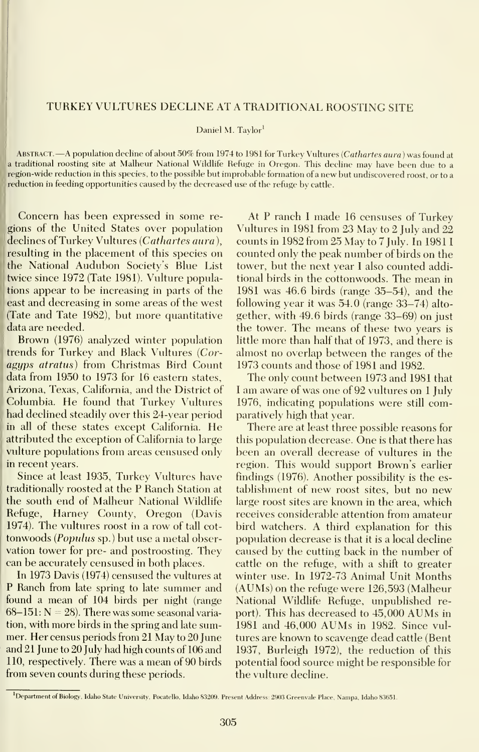# TURKEY VULTURES DECLINE AT A TRADITIONAL ROOSTING SITE

Daniel M. Taylor[1]

ABSTRACT.—A population decline of about 50% from 1974 to 1981 for Turkey Vultures (*Cathartes aura*) was found at a traditional roosting site at Malheur National Wildlife Refuge in Oregon. This decline may have been due to a region-wide reduction in this species, to the possible but improbable formation of a new but undiscovered roost, or to a reduction in feeding opportunities caused by the decreased use of the refuge by cattle.

Concern has been expressed in some regions of the United States over population declines of Turkey Vultures (*Cathartes aura*), resulting in the placement of this species on the National Audubon Society's Blue List twice since 1972 (Tate 1981). Vulture populations appear to be increasing in parts of the east and decreasing in some areas of the west (Tate and Tate 1982), but more quantitative data are needed.

Brown (1976) analyzed winter population trends for Turkey and Black Vultures (*Coragyps atratus*) from Christmas Bird Count data from 1950 to 1973 for 16 eastern states, Arizona, Texas, California, and the District of Columbia. He found that Turkey Vultures had declined steadily over this 24-year period in all of these states except California. He attributed the exception of California to large vulture populations from areas censused only in recent years.

Since at least 1935, Turkey Vultures have traditionally roosted at the P Ranch Station at the south end of Malheur National Wildlife Refuge, Harney County, Oregon (Davis 1974). The vultures roost in a row of tall cottonwoods (*Populus* sp.) but use a metal observation tower for pre- and postroosting. They can be accurately censused in both places.

In 1973 Davis (1974) censused the vultures at P Ranch from late spring to late summer and found a mean of 104 birds per night (range 68–151: N = 28). There was some seasonal variation, with more birds in the spring and late summer. Her census periods from 21 May to 20 June and 21 June to 20 July had high counts of 106 and 110, respectively. There was a mean of 90 birds from seven counts during these periods.

At P ranch I made 16 censuses of Turkey Vultures in 1981 from 23 May to 2 July and 22 counts in 1982 from 25 May to 7 July. In 1981 I counted only the peak number of birds on the tower, but the next year I also counted additional birds in the cottonwoods. The mean in 1981 was 46.6 birds (range 35–54), and the following year it was 54.0 (range 33–74) altogether, with 49.6 birds (range 33–69) on just the tower. The means of these two years is little more than half that of 1973, and there is almost no overlap between the ranges of the 1973 counts and those of 1981 and 1982.

The only count between 1973 and 1981 that I am aware of was one of 92 vultures on 1 July 1976, indicating populations were still comparatively high that year.

There are at least three possible reasons for this population decrease. One is that there has been an overall decrease of vultures in the region. This would support Brown's earlier findings (1976). Another possibility is the establishment of new roost sites, but no new large roost sites are known in the area, which receives considerable attention from amateur bird watchers. A third explanation for this population decrease is that it is a local decline caused by the cutting back in the number of cattle on the refuge, with a shift to greater winter use. In 1972-73 Animal Unit Months (AUMs) on the refuge were 126,593 (Malheur National Wildlife Refuge, unpublished report). This has decreased to 45,000 AUMs in 1981 and 46,000 AUMs in 1982. Since vultures are known to scavenge dead cattle (Bent 1937, Burleigh 1972), the reduction of this potential food source might be responsible for the vulture decline.

[1]Department of Biology, Idaho State University, Pocatello, Idaho 83209. Present Address: 2903 Greenvale Place, Nampa, Idaho 83651.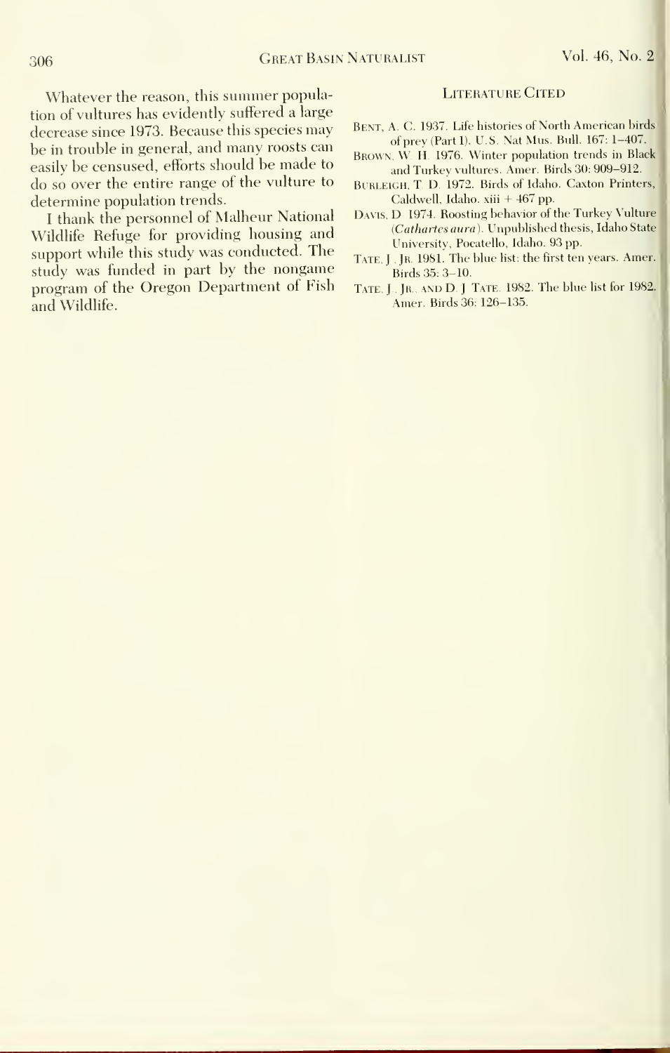Whatever the reason, this summer population of vultures has evidently suffered a large decrease since 1973. Because this species may be in trouble in general, and many roosts can easily be censused, efforts should be made to do so over the entire range of the vulture to determine population trends.

I thank the personnel of Malheur National Wildlife Refuge for providing housing and support while this study was conducted. The study was funded in part by the nongame program of the Oregon Department of Fish and Wildlife.

## Literature Cited

Bent, A. C. 1937. Life histories of North American birds of prey (Part 1). U.S. Nat Mus. Bull. 167: 1–407.

Brown, W. H. 1976. Winter population trends in Black and Turkey vultures. Amer. Birds 30: 909–912.

Burleigh, T. D. 1972. Birds of Idaho. Caxton Printers, Caldwell, Idaho. xiii + 467 pp.

Davis, D. 1974. Roosting behavior of the Turkey Vulture (*Cathartes aura*). Unpublished thesis, Idaho State University, Pocatello, Idaho. 93 pp.

Tate, J., Jr. 1981. The blue list: the first ten years. Amer. Birds 35: 3–10.

Tate, J., Jr., and D. J. Tate. 1982. The blue list for 1982. Amer. Birds 36: 126–135.